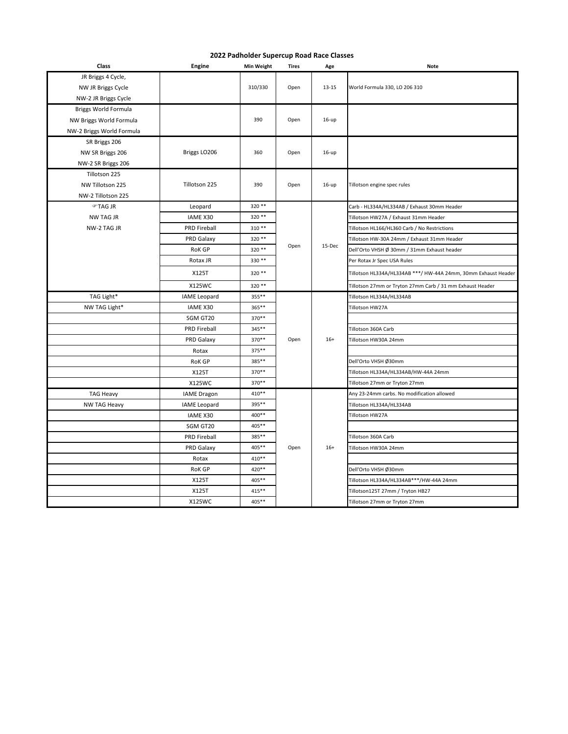## 2022 Padholder Supercup Road Race Classes

| Class | Engine | Min Weight | Tires | Age | Note |
|---|---|---|---|---|---|
| JR Briggs 4 Cycle,<br>NW JR Briggs Cycle<br>NW-2 JR Briggs Cycle | | 310/330 | Open | 13-15 | World Formula 330, LO 206 310 |
| Briggs World Formula<br>NW Briggs World Formula<br>NW-2 Briggs World Formula | | 390 | Open | 16-up | |
| SR Briggs 206<br>NW SR Briggs 206<br>NW-2 SR Briggs 206 | Briggs LO206 | 360 | Open | 16-up | |
| Tillotson 225<br>NW Tillotson 225<br>NW-2 Tillotson 225 | Tillotson 225 | 390 | Open | 16-up | Tillotson engine spec rules |
| ☞TAG JR | Leopard | 320 ** | Open | 15-Dec | Carb - HL334A/HL334AB / Exhaust 30mm Header |
| NW TAG JR | IAME X30 | 320 ** | | | Tillotson HW27A / Exhaust 31mm Header |
| NW-2 TAG JR | PRD Fireball | 310 ** | | | Tillotson HL166/HL360 Carb / No Restrictions |
| | PRD Galaxy | 320 ** | | | Tillotson HW-30A 24mm / Exhaust 31mm Header |
| | RoK GP | 320 ** | | | Dell'Orto VHSH Ø 30mm / 31mm Exhaust header |
| | Rotax JR | 330 ** | | | Per Rotax Jr Spec USA Rules |
| | X125T | 320 ** | | | Tillotson HL334A/HL334AB ***/ HW-44A 24mm, 30mm Exhaust Header |
| | X125WC | 320 ** | | | Tillotson 27mm or Tryton 27mm Carb / 31 mm Exhaust Header |
| TAG Light* | IAME Leopard | 355** | Open | 16+ | Tillotson HL334A/HL334AB |
| NW TAG Light* | IAME X30 | 365** | | | Tillotson HW27A |
| | SGM GT20 | 370** | | | |
| | PRD Fireball | 345** | | | Tillotson 360A Carb |
| | PRD Galaxy | 370** | | | Tillotson HW30A 24mm |
| | Rotax | 375** | | | |
| | RoK GP | 385** | | | Dell'Orto VHSH Ø30mm |
| | X125T | 370** | | | Tillotson HL334A/HL334AB/HW-44A 24mm |
| | X125WC | 370** | | | Tillotson 27mm or Tryton 27mm |
| TAG Heavy | IAME Dragon | 410** | Open | 16+ | Any 23-24mm carbs. No modification allowed |
| NW TAG Heavy | IAME Leopard | 395** | | | Tillotson HL334A/HL334AB |
| | IAME X30 | 400** | | | Tillotson HW27A |
| | SGM GT20 | 405** | | | |
| | PRD Fireball | 385** | | | Tillotson 360A Carb |
| | PRD Galaxy | 405** | | | Tillotson HW30A 24mm |
| | Rotax | 410** | | | |
| | RoK GP | 420** | | | Dell'Orto VHSH Ø30mm |
| | X125T | 405** | | | Tillotson HL334A/HL334AB***/HW-44A 24mm |
| | X125T | 415** | | | Tillotson125T 27mm / Tryton HB27 |
| | X125WC | 405** | | | Tillotson 27mm or Tryton 27mm |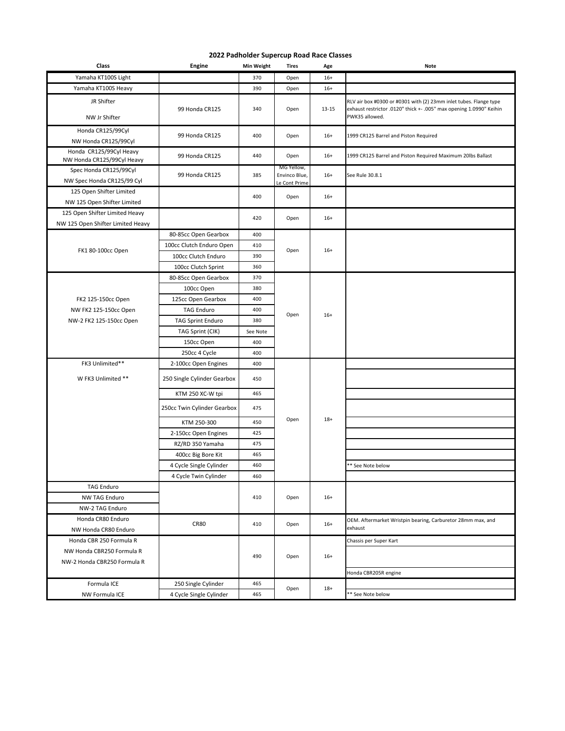## 2022 Padholder Supercup Road Race Classes

| Class | Engine | Min Weight | Tires | Age | Note |
|---|---|---|---|---|---|
| Yamaha KT100S Light | | 370 | Open | 16+ | |
| Yamaha KT100S Heavy | | 390 | Open | 16+ | |
| JR Shifter<br>NW Jr Shifter | 99 Honda CR125 | 340 | Open | 13-15 | RLV air box #0300 or #0301 with (2) 23mm inlet tubes. Flange type exhaust restrictor .0120" thick +- .005" max opening 1.0990" Keihin PWK35 allowed. |
| Honda CR125/99Cyl<br>NW Honda CR125/99Cyl | 99 Honda CR125 | 400 | Open | 16+ | 1999 CR125 Barrel and Piston Required |
| Honda CR125/99Cyl Heavy<br>NW Honda CR125/99Cyl Heavy | 99 Honda CR125 | 440 | Open | 16+ | 1999 CR125 Barrel and Piston Required Maximum 20lbs Ballast |
| Spec Honda CR125/99Cyl<br>NW Spec Honda CR125/99 Cyl | 99 Honda CR125 | 385 | MG Yellow, Envinco Blue, Le Cont Prime | 16+ | See Rule 30.8.1 |
| 125 Open Shifter Limited<br>NW 125 Open Shifter Limited | | 400 | Open | 16+ | |
| 125 Open Shifter Limited Heavy<br>NW 125 Open Shifter Limited Heavy | | 420 | Open | 16+ | |
| FK1 80-100cc Open | 80-85cc Open Gearbox | 400 | Open | 16+ | |
| | 100cc Clutch Enduro Open | 410 | | | |
| | 100cc Clutch Enduro | 390 | | | |
| | 100cc Clutch Sprint | 360 | | | |
| FK2 125-150cc Open<br>NW FK2 125-150cc Open<br>NW-2 FK2 125-150cc Open | 80-85cc Open Gearbox | 370 | Open | 16+ | |
| | 100cc Open | 380 | | | |
| | 125cc Open Gearbox | 400 | | | |
| | TAG Enduro | 400 | | | |
| | TAG Sprint Enduro | 380 | | | |
| | TAG Sprint (CIK) | See Note | | | |
| | 150cc Open | 400 | | | |
| | 250cc 4 Cycle | 400 | | | |
| FK3 Unlimited**<br>W FK3 Unlimited ** | 2-100cc Open Engines | 400 | Open | 18+ | |
| | 250 Single Cylinder Gearbox | 450 | | | |
| | KTM 250 XC-W tpi | 465 | | | |
| | 250cc Twin Cylinder Gearbox | 475 | | | |
| | KTM 250-300 | 450 | | | |
| | 2-150cc Open Engines | 425 | | | |
| | RZ/RD 350 Yamaha | 475 | | | |
| | 400cc Big Bore Kit | 465 | | | |
| | 4 Cycle Single Cylinder | 460 | | | ** See Note below |
| | 4 Cycle Twin Cylinder | 460 | | | |
| TAG Enduro<br>NW TAG Enduro<br>NW-2 TAG Enduro | | 410 | Open | 16+ | |
| Honda CR80 Enduro<br>NW Honda CR80 Enduro | CR80 | 410 | Open | 16+ | OEM. Aftermarket Wristpin bearing, Carburetor 28mm max, and exhaust |
| Honda CBR 250 Formula R<br>NW Honda CBR250 Formula R<br>NW-2 Honda CBR250 Formula R | | 490 | Open | 16+ | Chassis per Super Kart<br>Honda CBR205R engine |
| Formula ICE<br>NW Formula ICE | 250 Single Cylinder | 465 | Open | 18+ | |
| | 4 Cycle Single Cylinder | 465 | | | ** See Note below |